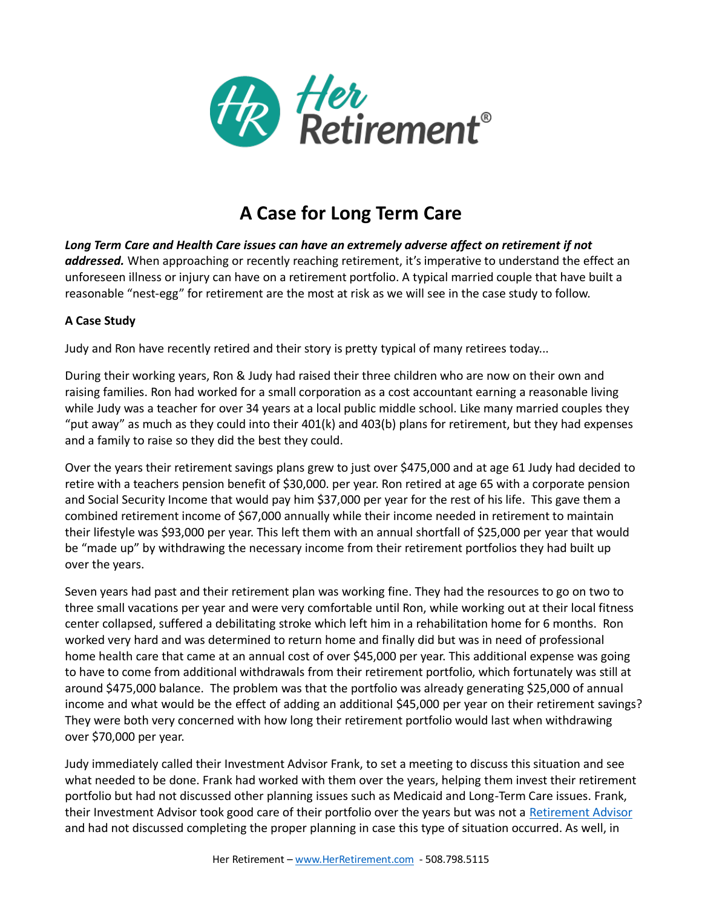# A Case for Long Term Care

***Long Term Care and Health Care issues can have an extremely adverse affect on retirement if not addressed.*** When approaching or recently reaching retirement, it's imperative to understand the effect an unforeseen illness or injury can have on a retirement portfolio. A typical married couple that have built a reasonable "nest-egg" for retirement are the most at risk as we will see in the case study to follow.

**A Case Study**

Judy and Ron have recently retired and their story is pretty typical of many retirees today...

During their working years, Ron & Judy had raised their three children who are now on their own and raising families. Ron had worked for a small corporation as a cost accountant earning a reasonable living while Judy was a teacher for over 34 years at a local public middle school. Like many married couples they "put away" as much as they could into their 401(k) and 403(b) plans for retirement, but they had expenses and a family to raise so they did the best they could.

Over the years their retirement savings plans grew to just over $475,000 and at age 61 Judy had decided to retire with a teachers pension benefit of $30,000. per year. Ron retired at age 65 with a corporate pension and Social Security Income that would pay him $37,000 per year for the rest of his life. This gave them a combined retirement income of $67,000 annually while their income needed in retirement to maintain their lifestyle was $93,000 per year. This left them with an annual shortfall of $25,000 per year that would be "made up" by withdrawing the necessary income from their retirement portfolios they had built up over the years.

Seven years had past and their retirement plan was working fine. They had the resources to go on two to three small vacations per year and were very comfortable until Ron, while working out at their local fitness center collapsed, suffered a debilitating stroke which left him in a rehabilitation home for 6 months. Ron worked very hard and was determined to return home and finally did but was in need of professional home health care that came at an annual cost of over $45,000 per year. This additional expense was going to have to come from additional withdrawals from their retirement portfolio, which fortunately was still at around $475,000 balance. The problem was that the portfolio was already generating $25,000 of annual income and what would be the effect of adding an additional $45,000 per year on their retirement savings? They were both very concerned with how long their retirement portfolio would last when withdrawing over $70,000 per year.

Judy immediately called their Investment Advisor Frank, to set a meeting to discuss this situation and see what needed to be done. Frank had worked with them over the years, helping them invest their retirement portfolio but had not discussed other planning issues such as Medicaid and Long-Term Care issues. Frank, their Investment Advisor took good care of their portfolio over the years but was not a Retirement Advisor and had not discussed completing the proper planning in case this type of situation occurred. As well, in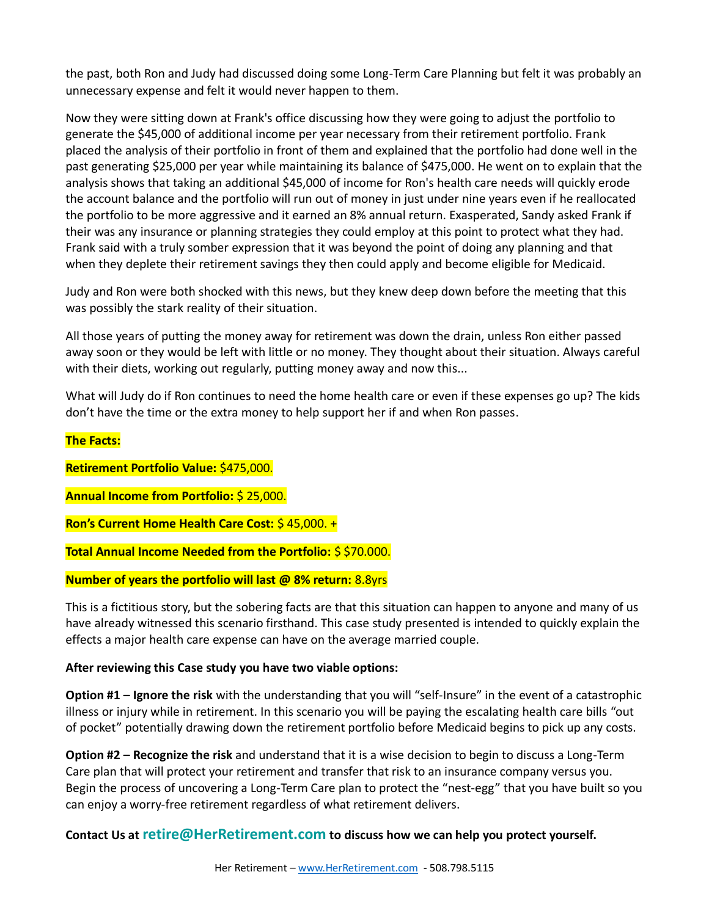the past, both Ron and Judy had discussed doing some Long-Term Care Planning but felt it was probably an unnecessary expense and felt it would never happen to them.

Now they were sitting down at Frank's office discussing how they were going to adjust the portfolio to generate the $45,000 of additional income per year necessary from their retirement portfolio. Frank placed the analysis of their portfolio in front of them and explained that the portfolio had done well in the past generating $25,000 per year while maintaining its balance of $475,000. He went on to explain that the analysis shows that taking an additional $45,000 of income for Ron's health care needs will quickly erode the account balance and the portfolio will run out of money in just under nine years even if he reallocated the portfolio to be more aggressive and it earned an 8% annual return. Exasperated, Sandy asked Frank if their was any insurance or planning strategies they could employ at this point to protect what they had. Frank said with a truly somber expression that it was beyond the point of doing any planning and that when they deplete their retirement savings they then could apply and become eligible for Medicaid.

Judy and Ron were both shocked with this news, but they knew deep down before the meeting that this was possibly the stark reality of their situation.

All those years of putting the money away for retirement was down the drain, unless Ron either passed away soon or they would be left with little or no money. They thought about their situation. Always careful with their diets, working out regularly, putting money away and now this...

What will Judy do if Ron continues to need the home health care or even if these expenses go up? The kids don't have the time or the extra money to help support her if and when Ron passes.

**The Facts:**

**Retirement Portfolio Value:** $475,000.

**Annual Income from Portfolio:** $ 25,000.

**Ron's Current Home Health Care Cost:** $ 45,000. +

**Total Annual Income Needed from the Portfolio:** $ $70.000.

**Number of years the portfolio will last @ 8% return:** 8.8yrs

This is a fictitious story, but the sobering facts are that this situation can happen to anyone and many of us have already witnessed this scenario firsthand. This case study presented is intended to quickly explain the effects a major health care expense can have on the average married couple.

**After reviewing this Case study you have two viable options:**

**Option #1 – Ignore the risk** with the understanding that you will "self-Insure" in the event of a catastrophic illness or injury while in retirement. In this scenario you will be paying the escalating health care bills "out of pocket" potentially drawing down the retirement portfolio before Medicaid begins to pick up any costs.

**Option #2 – Recognize the risk** and understand that it is a wise decision to begin to discuss a Long-Term Care plan that will protect your retirement and transfer that risk to an insurance company versus you. Begin the process of uncovering a Long-Term Care plan to protect the "nest-egg" that you have built so you can enjoy a worry-free retirement regardless of what retirement delivers.

**Contact Us at retire@HerRetirement.com to discuss how we can help you protect yourself.**

Her Retirement – www.HerRetirement.com - 508.798.5115